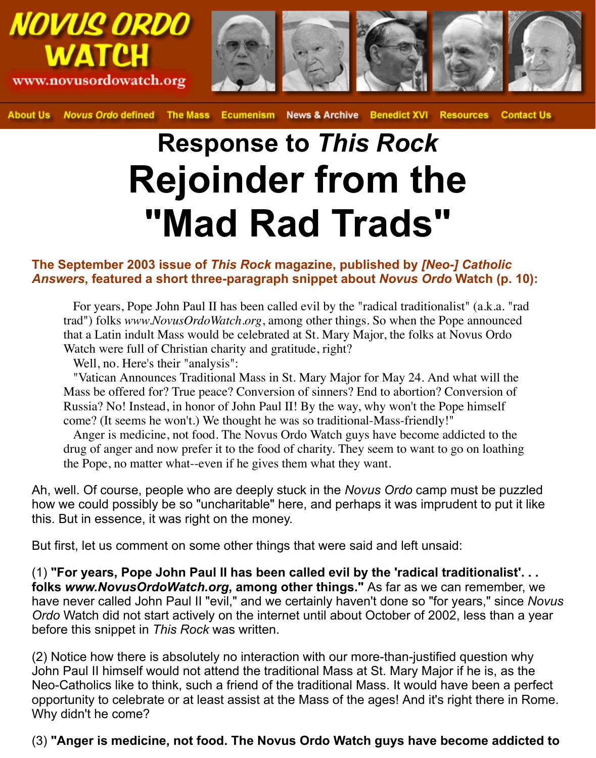# NOVUS ORDO WATCH

www.novusordowatch.org

About Us | *Novus Ordo* defined | The Mass | Ecumenism | News & Archive | Benedict XVI | Resources | Contact Us

# Response to *This Rock*

# Rejoinder from the "Mad Rad Trads"

**The September 2003 issue of *This Rock* magazine, published by *[Neo-] Catholic Answers*, featured a short three-paragraph snippet about *Novus Ordo* Watch (p. 10):**

> For years, Pope John Paul II has been called evil by the "radical traditionalist" (a.k.a. "rad trad") folks *www.NovusOrdoWatch.org*, among other things. So when the Pope announced that a Latin indult Mass would be celebrated at St. Mary Major, the folks at Novus Ordo Watch were full of Christian charity and gratitude, right?
>
> Well, no. Here's their "analysis":
>
> "Vatican Announces Traditional Mass in St. Mary Major for May 24. And what will the Mass be offered for? True peace? Conversion of sinners? End to abortion? Conversion of Russia? No! Instead, in honor of John Paul II! By the way, why won't the Pope himself come? (It seems he won't.) We thought he was so traditional-Mass-friendly!"
>
> Anger is medicine, not food. The Novus Ordo Watch guys have become addicted to the drug of anger and now prefer it to the food of charity. They seem to want to go on loathing the Pope, no matter what--even if he gives them what they want.

Ah, well. Of course, people who are deeply stuck in the *Novus Ordo* camp must be puzzled how we could possibly be so "uncharitable" here, and perhaps it was imprudent to put it like this. But in essence, it was right on the money.

But first, let us comment on some other things that were said and left unsaid:

(1) **"For years, Pope John Paul II has been called evil by the 'radical traditionalist'. . . folks *www.NovusOrdoWatch.org*, among other things."** As far as we can remember, we have never called John Paul II "evil," and we certainly haven't done so "for years," since *Novus Ordo* Watch did not start actively on the internet until about October of 2002, less than a year before this snippet in *This Rock* was written.

(2) Notice how there is absolutely no interaction with our more-than-justified question why John Paul II himself would not attend the traditional Mass at St. Mary Major if he is, as the Neo-Catholics like to think, such a friend of the traditional Mass. It would have been a perfect opportunity to celebrate or at least assist at the Mass of the ages! And it's right there in Rome. Why didn't he come?

(3) **"Anger is medicine, not food. The Novus Ordo Watch guys have become addicted to**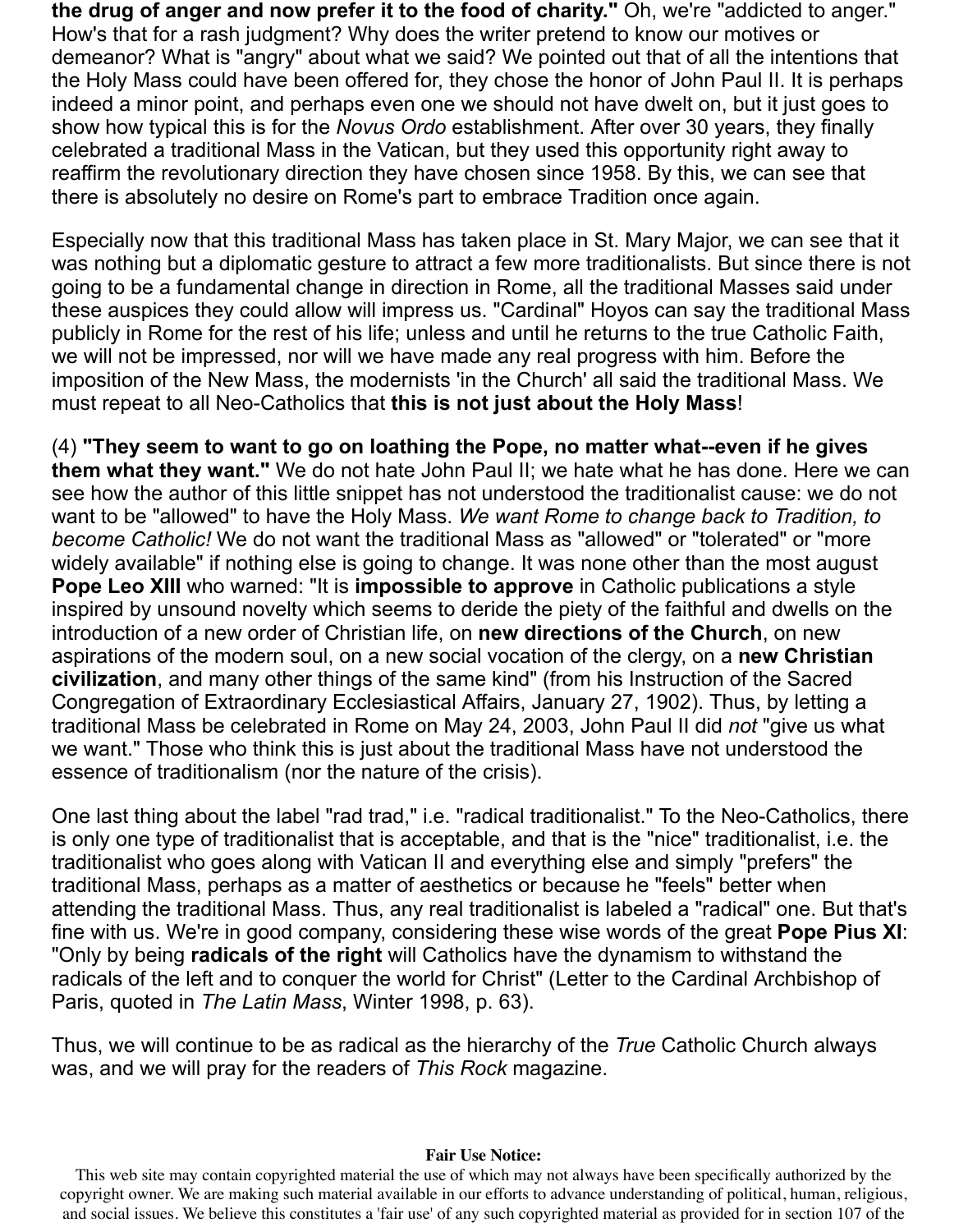**the drug of anger and now prefer it to the food of charity."** Oh, we're "addicted to anger." How's that for a rash judgment? Why does the writer pretend to know our motives or demeanor? What is "angry" about what we said? We pointed out that of all the intentions that the Holy Mass could have been offered for, they chose the honor of John Paul II. It is perhaps indeed a minor point, and perhaps even one we should not have dwelt on, but it just goes to show how typical this is for the *Novus Ordo* establishment. After over 30 years, they finally celebrated a traditional Mass in the Vatican, but they used this opportunity right away to reaffirm the revolutionary direction they have chosen since 1958. By this, we can see that there is absolutely no desire on Rome's part to embrace Tradition once again.

Especially now that this traditional Mass has taken place in St. Mary Major, we can see that it was nothing but a diplomatic gesture to attract a few more traditionalists. But since there is not going to be a fundamental change in direction in Rome, all the traditional Masses said under these auspices they could allow will impress us. "Cardinal" Hoyos can say the traditional Mass publicly in Rome for the rest of his life; unless and until he returns to the true Catholic Faith, we will not be impressed, nor will we have made any real progress with him. Before the imposition of the New Mass, the modernists 'in the Church' all said the traditional Mass. We must repeat to all Neo-Catholics that **this is not just about the Holy Mass**!

(4) **"They seem to want to go on loathing the Pope, no matter what--even if he gives them what they want."** We do not hate John Paul II; we hate what he has done. Here we can see how the author of this little snippet has not understood the traditionalist cause: we do not want to be "allowed" to have the Holy Mass. *We want Rome to change back to Tradition, to become Catholic!* We do not want the traditional Mass as "allowed" or "tolerated" or "more widely available" if nothing else is going to change. It was none other than the most august **Pope Leo XIII** who warned: "It is **impossible to approve** in Catholic publications a style inspired by unsound novelty which seems to deride the piety of the faithful and dwells on the introduction of a new order of Christian life, on **new directions of the Church**, on new aspirations of the modern soul, on a new social vocation of the clergy, on a **new Christian civilization**, and many other things of the same kind" (from his Instruction of the Sacred Congregation of Extraordinary Ecclesiastical Affairs, January 27, 1902). Thus, by letting a traditional Mass be celebrated in Rome on May 24, 2003, John Paul II did *not* "give us what we want." Those who think this is just about the traditional Mass have not understood the essence of traditionalism (nor the nature of the crisis).

One last thing about the label "rad trad," i.e. "radical traditionalist." To the Neo-Catholics, there is only one type of traditionalist that is acceptable, and that is the "nice" traditionalist, i.e. the traditionalist who goes along with Vatican II and everything else and simply "prefers" the traditional Mass, perhaps as a matter of aesthetics or because he "feels" better when attending the traditional Mass. Thus, any real traditionalist is labeled a "radical" one. But that's fine with us. We're in good company, considering these wise words of the great **Pope Pius XI**: "Only by being **radicals of the right** will Catholics have the dynamism to withstand the radicals of the left and to conquer the world for Christ" (Letter to the Cardinal Archbishop of Paris, quoted in *The Latin Mass*, Winter 1998, p. 63).

Thus, we will continue to be as radical as the hierarchy of the *True* Catholic Church always was, and we will pray for the readers of *This Rock* magazine.

**Fair Use Notice:**

This web site may contain copyrighted material the use of which may not always have been specifically authorized by the copyright owner. We are making such material available in our efforts to advance understanding of political, human, religious, and social issues. We believe this constitutes a 'fair use' of any such copyrighted material as provided for in section 107 of the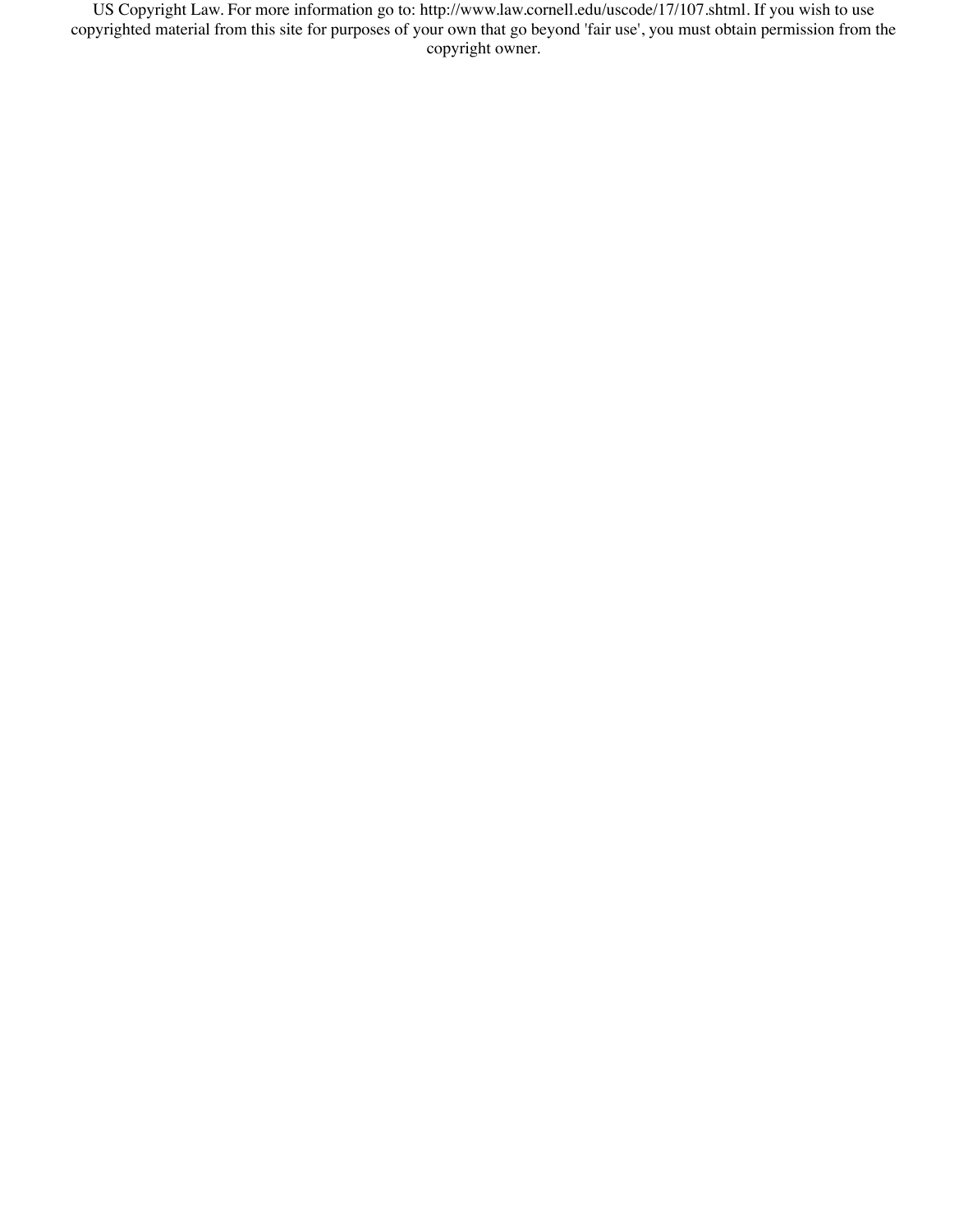US Copyright Law. For more information go to: http://www.law.cornell.edu/uscode/17/107.shtml. If you wish to use copyrighted material from this site for purposes of your own that go beyond 'fair use', you must obtain permission from the copyright owner.